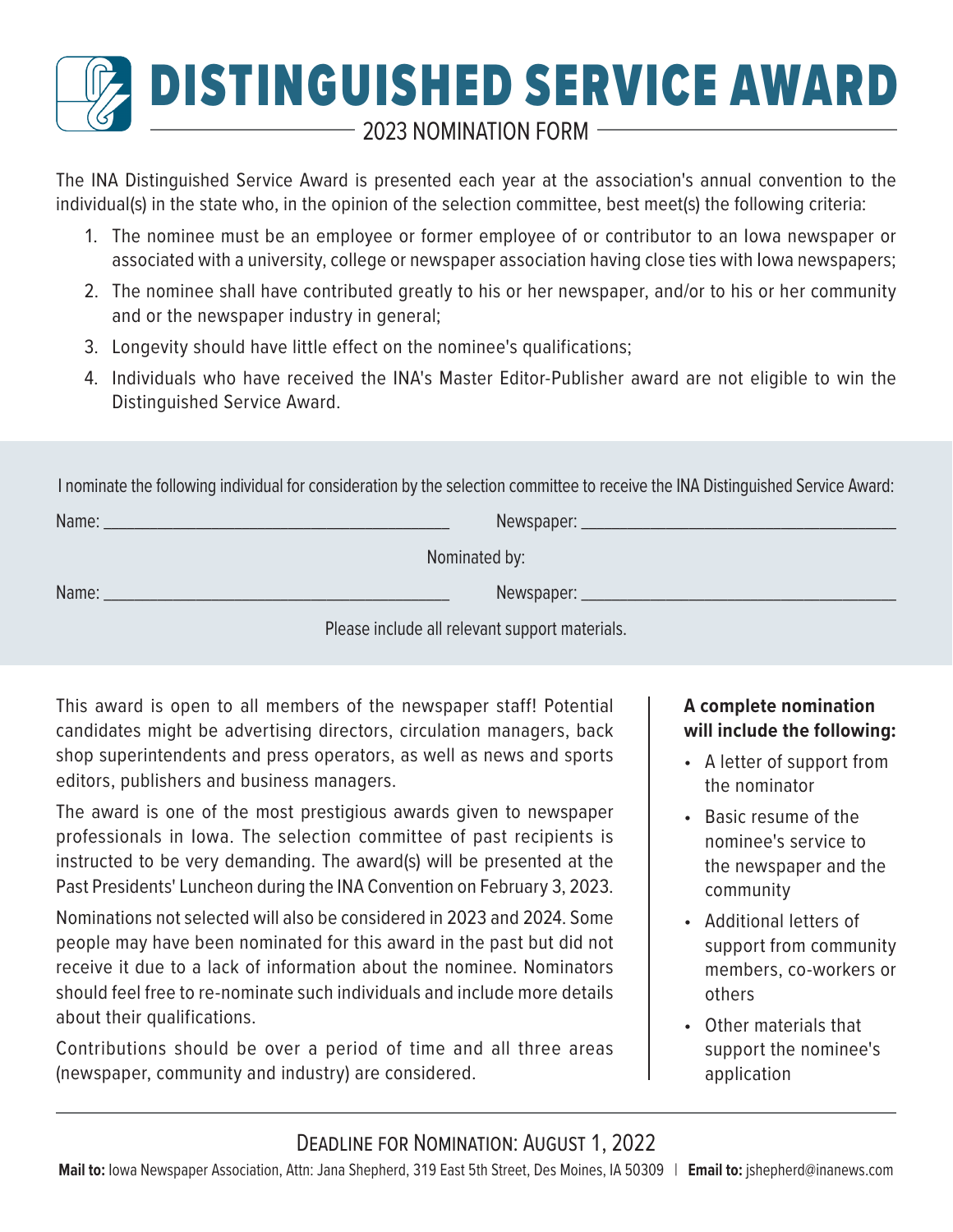# DISTINGUISHED SERVICE AWARD

## 2023 NOMINATION FORM

The INA Distinguished Service Award is presented each year at the association's annual convention to the individual(s) in the state who, in the opinion of the selection committee, best meet(s) the following criteria:

1. The nominee must be an employee or former employee of or contributor to an Iowa newspaper or associated with a university, college or newspaper association having close ties with Iowa newspapers;
2. The nominee shall have contributed greatly to his or her newspaper, and/or to his or her community and or the newspaper industry in general;
3. Longevity should have little effect on the nominee's qualifications;
4. Individuals who have received the INA's Master Editor-Publisher award are not eligible to win the Distinguished Service Award.

I nominate the following individual for consideration by the selection committee to receive the INA Distinguished Service Award:

Name: ______________________________ Newspaper: ______________________________

Nominated by:

Name: ______________________________ Newspaper: ______________________________

Please include all relevant support materials.

This award is open to all members of the newspaper staff! Potential candidates might be advertising directors, circulation managers, back shop superintendents and press operators, as well as news and sports editors, publishers and business managers.

The award is one of the most prestigious awards given to newspaper professionals in Iowa. The selection committee of past recipients is instructed to be very demanding. The award(s) will be presented at the Past Presidents' Luncheon during the INA Convention on February 3, 2023.

Nominations not selected will also be considered in 2023 and 2024. Some people may have been nominated for this award in the past but did not receive it due to a lack of information about the nominee. Nominators should feel free to re-nominate such individuals and include more details about their qualifications.

Contributions should be over a period of time and all three areas (newspaper, community and industry) are considered.

**A complete nomination will include the following:**

- A letter of support from the nominator
- Basic resume of the nominee's service to the newspaper and the community
- Additional letters of support from community members, co-workers or others
- Other materials that support the nominee's application

DEADLINE FOR NOMINATION: AUGUST 1, 2022

**Mail to:** Iowa Newspaper Association, Attn: Jana Shepherd, 319 East 5th Street, Des Moines, IA 50309 | **Email to:** jshepherd@inanews.com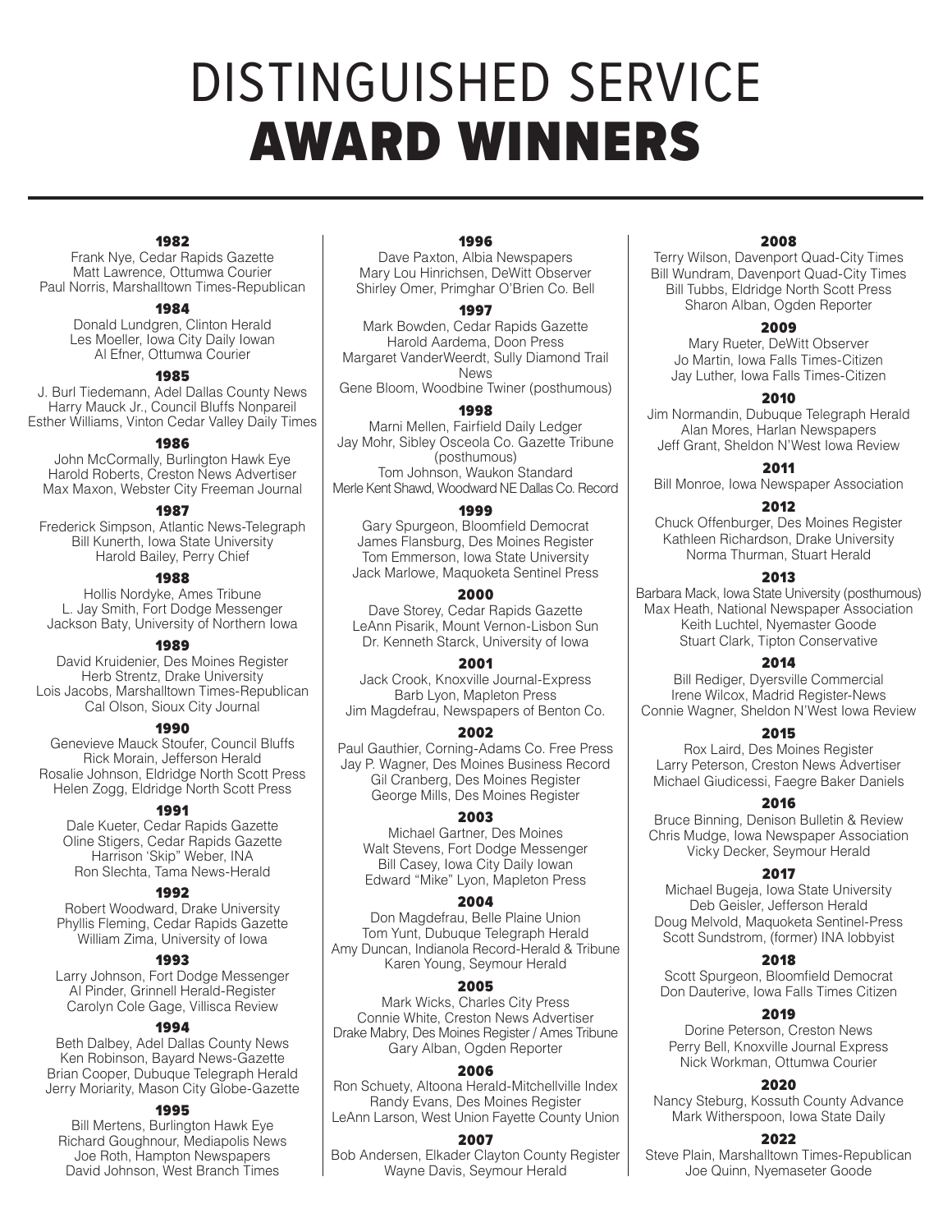# DISTINGUISHED SERVICE AWARD WINNERS

### 1982

Frank Nye, Cedar Rapids Gazette
Matt Lawrence, Ottumwa Courier
Paul Norris, Marshalltown Times-Republican

### 1984

Donald Lundgren, Clinton Herald
Les Moeller, Iowa City Daily Iowan
Al Efner, Ottumwa Courier

### 1985

J. Burl Tiedemann, Adel Dallas County News
Harry Mauck Jr., Council Bluffs Nonpareil
Esther Williams, Vinton Cedar Valley Daily Times

### 1986

John McCormally, Burlington Hawk Eye
Harold Roberts, Creston News Advertiser
Max Maxon, Webster City Freeman Journal

### 1987

Frederick Simpson, Atlantic News-Telegraph
Bill Kunerth, Iowa State University
Harold Bailey, Perry Chief

### 1988

Hollis Nordyke, Ames Tribune
L. Jay Smith, Fort Dodge Messenger
Jackson Baty, University of Northern Iowa

### 1989

David Kruidenier, Des Moines Register
Herb Strentz, Drake University
Lois Jacobs, Marshalltown Times-Republican
Cal Olson, Sioux City Journal

### 1990

Genevieve Mauck Stoufer, Council Bluffs
Rick Morain, Jefferson Herald
Rosalie Johnson, Eldridge North Scott Press
Helen Zogg, Eldridge North Scott Press

### 1991

Dale Kueter, Cedar Rapids Gazette
Oline Stigers, Cedar Rapids Gazette
Harrison 'Skip" Weber, INA
Ron Slechta, Tama News-Herald

### 1992

Robert Woodward, Drake University
Phyllis Fleming, Cedar Rapids Gazette
William Zima, University of Iowa

### 1993

Larry Johnson, Fort Dodge Messenger
Al Pinder, Grinnell Herald-Register
Carolyn Cole Gage, Villisca Review

### 1994

Beth Dalbey, Adel Dallas County News
Ken Robinson, Bayard News-Gazette
Brian Cooper, Dubuque Telegraph Herald
Jerry Moriarity, Mason City Globe-Gazette

### 1995

Bill Mertens, Burlington Hawk Eye
Richard Goughnour, Mediapolis News
Joe Roth, Hampton Newspapers
David Johnson, West Branch Times

### 1996

Dave Paxton, Albia Newspapers
Mary Lou Hinrichsen, DeWitt Observer
Shirley Omer, Primghar O'Brien Co. Bell

### 1997

Mark Bowden, Cedar Rapids Gazette
Harold Aardema, Doon Press
Margaret VanderWeerdt, Sully Diamond Trail News
Gene Bloom, Woodbine Twiner (posthumous)

### 1998

Marni Mellen, Fairfield Daily Ledger
Jay Mohr, Sibley Osceola Co. Gazette Tribune (posthumous)
Tom Johnson, Waukon Standard
Merle Kent Shawd, Woodward NE Dallas Co. Record

### 1999

Gary Spurgeon, Bloomfield Democrat
James Flansburg, Des Moines Register
Tom Emmerson, Iowa State University
Jack Marlowe, Maquoketa Sentinel Press

### 2000

Dave Storey, Cedar Rapids Gazette
LeAnn Pisarik, Mount Vernon-Lisbon Sun
Dr. Kenneth Starck, University of Iowa

### 2001

Jack Crook, Knoxville Journal-Express
Barb Lyon, Mapleton Press
Jim Magdefrau, Newspapers of Benton Co.

### 2002

Paul Gauthier, Corning-Adams Co. Free Press
Jay P. Wagner, Des Moines Business Record
Gil Cranberg, Des Moines Register
George Mills, Des Moines Register

### 2003

Michael Gartner, Des Moines
Walt Stevens, Fort Dodge Messenger
Bill Casey, Iowa City Daily Iowan
Edward "Mike" Lyon, Mapleton Press

### 2004

Don Magdefrau, Belle Plaine Union
Tom Yunt, Dubuque Telegraph Herald
Amy Duncan, Indianola Record-Herald & Tribune
Karen Young, Seymour Herald

### 2005

Mark Wicks, Charles City Press
Connie White, Creston News Advertiser
Drake Mabry, Des Moines Register / Ames Tribune
Gary Alban, Ogden Reporter

### 2006

Ron Schuety, Altoona Herald-Mitchellville Index
Randy Evans, Des Moines Register
LeAnn Larson, West Union Fayette County Union

### 2007

Bob Andersen, Elkader Clayton County Register
Wayne Davis, Seymour Herald

### 2008

Terry Wilson, Davenport Quad-City Times
Bill Wundram, Davenport Quad-City Times
Bill Tubbs, Eldridge North Scott Press
Sharon Alban, Ogden Reporter

### 2009

Mary Rueter, DeWitt Observer
Jo Martin, Iowa Falls Times-Citizen
Jay Luther, Iowa Falls Times-Citizen

### 2010

Jim Normandin, Dubuque Telegraph Herald
Alan Mores, Harlan Newspapers
Jeff Grant, Sheldon N'West Iowa Review

### 2011

Bill Monroe, Iowa Newspaper Association

### 2012

Chuck Offenburger, Des Moines Register
Kathleen Richardson, Drake University
Norma Thurman, Stuart Herald

### 2013

Barbara Mack, Iowa State University (posthumous)
Max Heath, National Newspaper Association
Keith Luchtel, Nyemaster Goode
Stuart Clark, Tipton Conservative

### 2014

Bill Rediger, Dyersville Commercial
Irene Wilcox, Madrid Register-News
Connie Wagner, Sheldon N'West Iowa Review

### 2015

Rox Laird, Des Moines Register
Larry Peterson, Creston News Advertiser
Michael Giudicessi, Faegre Baker Daniels

### 2016

Bruce Binning, Denison Bulletin & Review
Chris Mudge, Iowa Newspaper Association
Vicky Decker, Seymour Herald

### 2017

Michael Bugeja, Iowa State University
Deb Geisler, Jefferson Herald
Doug Melvold, Maquoketa Sentinel-Press
Scott Sundstrom, (former) INA lobbyist

### 2018

Scott Spurgeon, Bloomfield Democrat
Don Dauterive, Iowa Falls Times Citizen

### 2019

Dorine Peterson, Creston News
Perry Bell, Knoxville Journal Express
Nick Workman, Ottumwa Courier

### 2020

Nancy Steburg, Kossuth County Advance
Mark Witherspoon, Iowa State Daily

### 2022

Steve Plain, Marshalltown Times-Republican
Joe Quinn, Nyemaseter Goode